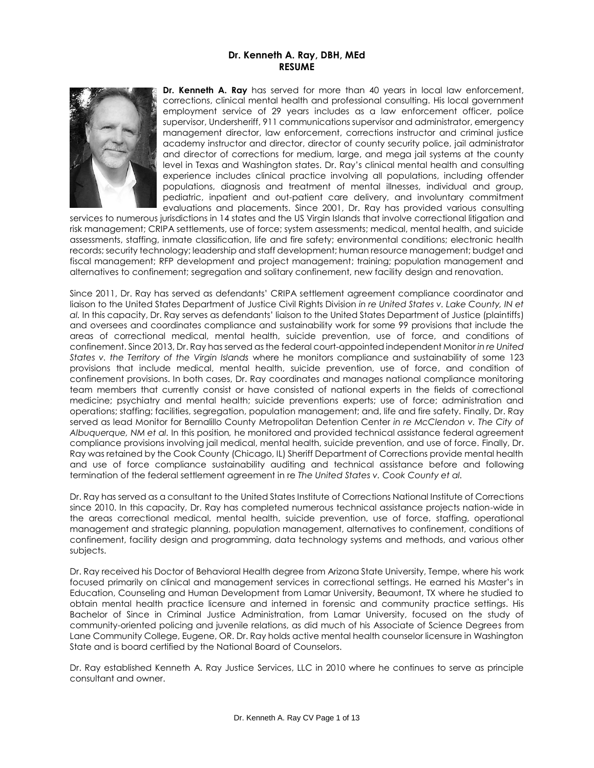**Dr. Kenneth A. Ray, DBH, MEd**
**RESUME**

**Dr. Kenneth A. Ray** has served for more than 40 years in local law enforcement, corrections, clinical mental health and professional consulting. His local government employment service of 29 years includes as a law enforcement officer, police supervisor, Undersheriff, 911 communications supervisor and administrator, emergency management director, law enforcement, corrections instructor and criminal justice academy instructor and director, director of county security police, jail administrator and director of corrections for medium, large, and mega jail systems at the county level in Texas and Washington states. Dr. Ray's clinical mental health and consulting experience includes clinical practice involving all populations, including offender populations, diagnosis and treatment of mental illnesses, individual and group, pediatric, inpatient and out-patient care delivery, and involuntary commitment evaluations and placements. Since 2001, Dr. Ray has provided various consulting services to numerous jurisdictions in 14 states and the US Virgin Islands that involve correctional litigation and risk management; CRIPA settlements, use of force; system assessments; medical, mental health, and suicide assessments, staffing, inmate classification, life and fire safety; environmental conditions; electronic health records; security technology; leadership and staff development; human resource management; budget and fiscal management; RFP development and project management; training; population management and alternatives to confinement; segregation and solitary confinement, new facility design and renovation.

Since 2011, Dr. Ray has served as defendants' CRIPA settlement agreement compliance coordinator and liaison to the United States Department of Justice Civil Rights Division *in re United States v. Lake County, IN et al.* In this capacity, Dr. Ray serves as defendants' liaison to the United States Department of Justice (plaintiffs) and oversees and coordinates compliance and sustainability work for some 99 provisions that include the areas of correctional medical, mental health, suicide prevention, use of force, and conditions of confinement. Since 2013, Dr. Ray has served as the federal court-appointed independent Monitor *in re United States v. the Territory of the Virgin Islands* where he monitors compliance and sustainability of some 123 provisions that include medical, mental health, suicide prevention, use of force, and condition of confinement provisions. In both cases, Dr. Ray coordinates and manages national compliance monitoring team members that currently consist or have consisted of national experts in the fields of correctional medicine; psychiatry and mental health; suicide preventions experts; use of force; administration and operations; staffing; facilities, segregation, population management; and, life and fire safety. Finally, Dr. Ray served as lead Monitor for Bernalillo County Metropolitan Detention Center *in re McClendon v. The City of Albuquerque, NM et al.* In this position, he monitored and provided technical assistance federal agreement compliance provisions involving jail medical, mental health, suicide prevention, and use of force. Finally, Dr. Ray was retained by the Cook County (Chicago, IL) Sheriff Department of Corrections provide mental health and use of force compliance sustainability auditing and technical assistance before and following termination of the federal settlement agreement in re *The United States v. Cook County et al.*

Dr. Ray has served as a consultant to the United States Institute of Corrections National Institute of Corrections since 2010. In this capacity, Dr. Ray has completed numerous technical assistance projects nation-wide in the areas correctional medical, mental health, suicide prevention, use of force, staffing, operational management and strategic planning, population management, alternatives to confinement, conditions of confinement, facility design and programming, data technology systems and methods, and various other subjects.

Dr. Ray received his Doctor of Behavioral Health degree from Arizona State University, Tempe, where his work focused primarily on clinical and management services in correctional settings. He earned his Master's in Education, Counseling and Human Development from Lamar University, Beaumont, TX where he studied to obtain mental health practice licensure and interned in forensic and community practice settings. His Bachelor of Since in Criminal Justice Administration, from Lamar University, focused on the study of community-oriented policing and juvenile relations, as did much of his Associate of Science Degrees from Lane Community College, Eugene, OR. Dr. Ray holds active mental health counselor licensure in Washington State and is board certified by the National Board of Counselors.

Dr. Ray established Kenneth A. Ray Justice Services, LLC in 2010 where he continues to serve as principle consultant and owner.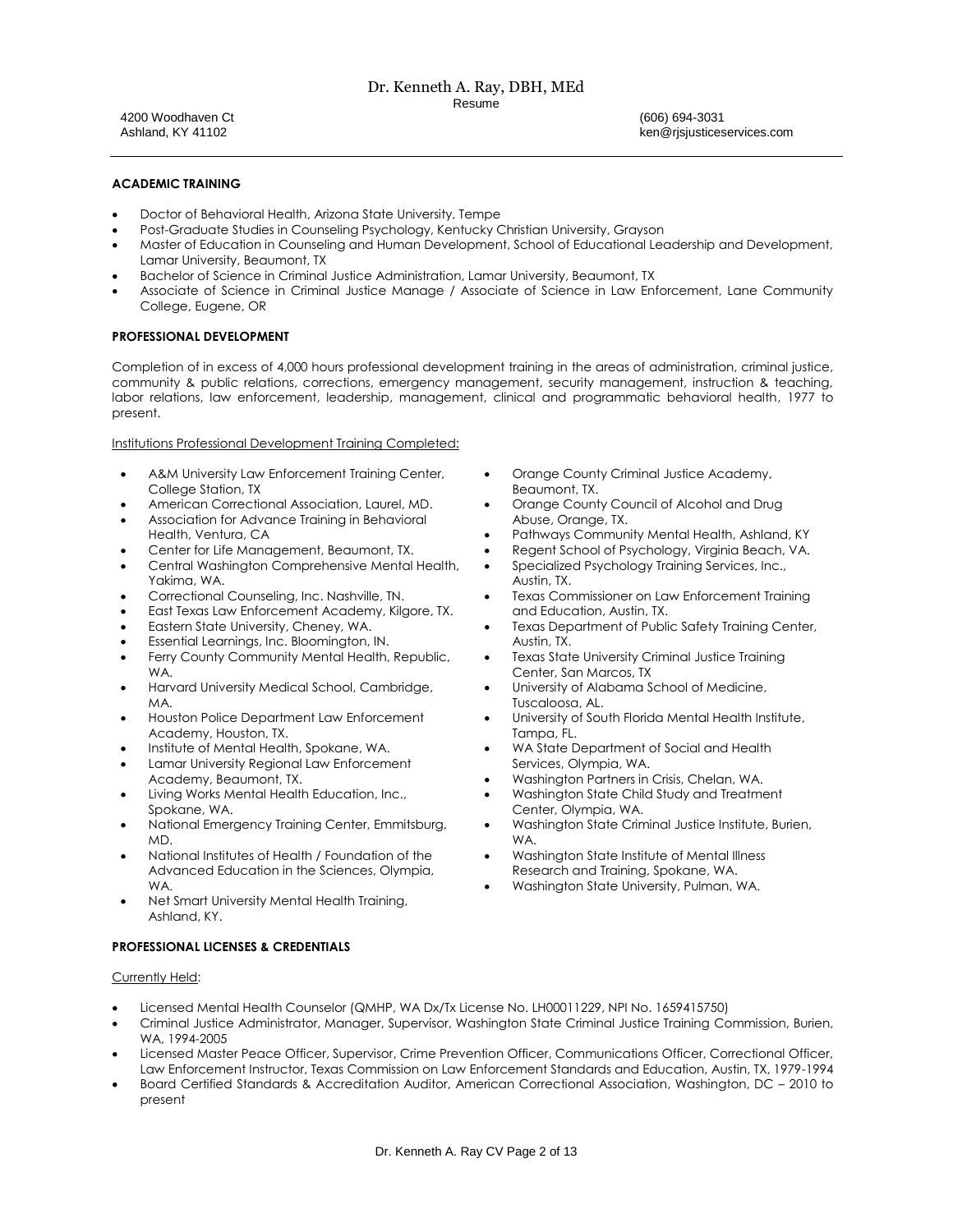# Dr. Kenneth A. Ray, DBH, MEd

Resume

4200 Woodhaven Ct
Ashland, KY 41102

(606) 694-3031
ken@rjsjusticeservices.com

---

## ACADEMIC TRAINING

- Doctor of Behavioral Health, Arizona State University, Tempe
- Post-Graduate Studies in Counseling Psychology, Kentucky Christian University, Grayson
- Master of Education in Counseling and Human Development, School of Educational Leadership and Development, Lamar University, Beaumont, TX
- Bachelor of Science in Criminal Justice Administration, Lamar University, Beaumont, TX
- Associate of Science in Criminal Justice Manage / Associate of Science in Law Enforcement, Lane Community College, Eugene, OR

## PROFESSIONAL DEVELOPMENT

Completion of in excess of 4,000 hours professional development training in the areas of administration, criminal justice, community & public relations, corrections, emergency management, security management, instruction & teaching, labor relations, law enforcement, leadership, management, clinical and programmatic behavioral health, 1977 to present.

Institutions Professional Development Training Completed:

- A&M University Law Enforcement Training Center, College Station, TX
- American Correctional Association, Laurel, MD.
- Association for Advance Training in Behavioral Health, Ventura, CA
- Center for Life Management, Beaumont, TX.
- Central Washington Comprehensive Mental Health, Yakima, WA.
- Correctional Counseling, Inc. Nashville, TN.
- East Texas Law Enforcement Academy, Kilgore, TX.
- Eastern State University, Cheney, WA.
- Essential Learnings, Inc. Bloomington, IN.
- Ferry County Community Mental Health, Republic, WA.
- Harvard University Medical School, Cambridge, MA.
- Houston Police Department Law Enforcement Academy, Houston, TX.
- Institute of Mental Health, Spokane, WA.
- Lamar University Regional Law Enforcement Academy, Beaumont, TX.
- Living Works Mental Health Education, Inc., Spokane, WA.
- National Emergency Training Center, Emmitsburg, MD.
- National Institutes of Health / Foundation of the Advanced Education in the Sciences, Olympia, WA.
- Net Smart University Mental Health Training, Ashland, KY.
- Orange County Criminal Justice Academy, Beaumont, TX.
- Orange County Council of Alcohol and Drug Abuse, Orange, TX.
- Pathways Community Mental Health, Ashland, KY
- Regent School of Psychology, Virginia Beach, VA.
- Specialized Psychology Training Services, Inc., Austin, TX.
- Texas Commissioner on Law Enforcement Training and Education, Austin, TX.
- Texas Department of Public Safety Training Center, Austin, TX.
- Texas State University Criminal Justice Training Center, San Marcos, TX
- University of Alabama School of Medicine, Tuscaloosa, AL.
- University of South Florida Mental Health Institute, Tampa, FL.
- WA State Department of Social and Health Services, Olympia, WA.
- Washington Partners in Crisis, Chelan, WA.
- Washington State Child Study and Treatment Center, Olympia, WA.
- Washington State Criminal Justice Institute, Burien, WA.
- Washington State Institute of Mental Illness Research and Training, Spokane, WA.
- Washington State University, Pulman, WA.

## PROFESSIONAL LICENSES & CREDENTIALS

Currently Held:

- Licensed Mental Health Counselor (QMHP, WA Dx/Tx License No. LH00011229, NPI No. 1659415750)
- Criminal Justice Administrator, Manager, Supervisor, Washington State Criminal Justice Training Commission, Burien, WA, 1994-2005
- Licensed Master Peace Officer, Supervisor, Crime Prevention Officer, Communications Officer, Correctional Officer, Law Enforcement Instructor, Texas Commission on Law Enforcement Standards and Education, Austin, TX, 1979-1994
- Board Certified Standards & Accreditation Auditor, American Correctional Association, Washington, DC – 2010 to present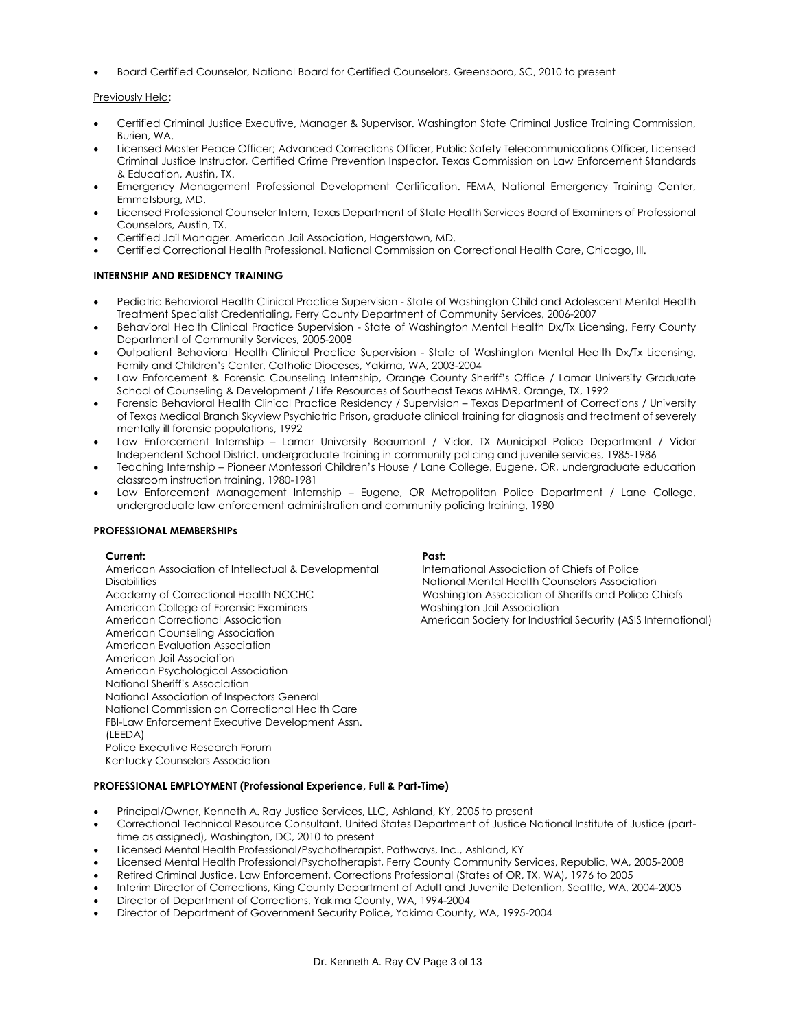- Board Certified Counselor, National Board for Certified Counselors, Greensboro, SC, 2010 to present

Previously Held:

- Certified Criminal Justice Executive, Manager & Supervisor. Washington State Criminal Justice Training Commission, Burien, WA.
- Licensed Master Peace Officer; Advanced Corrections Officer, Public Safety Telecommunications Officer, Licensed Criminal Justice Instructor, Certified Crime Prevention Inspector. Texas Commission on Law Enforcement Standards & Education, Austin, TX.
- Emergency Management Professional Development Certification. FEMA, National Emergency Training Center, Emmetsburg, MD.
- Licensed Professional Counselor Intern, Texas Department of State Health Services Board of Examiners of Professional Counselors, Austin, TX.
- Certified Jail Manager. American Jail Association, Hagerstown, MD.
- Certified Correctional Health Professional. National Commission on Correctional Health Care, Chicago, Ill.

**INTERNSHIP AND RESIDENCY TRAINING**

- Pediatric Behavioral Health Clinical Practice Supervision - State of Washington Child and Adolescent Mental Health Treatment Specialist Credentialing, Ferry County Department of Community Services, 2006-2007
- Behavioral Health Clinical Practice Supervision - State of Washington Mental Health Dx/Tx Licensing, Ferry County Department of Community Services, 2005-2008
- Outpatient Behavioral Health Clinical Practice Supervision - State of Washington Mental Health Dx/Tx Licensing, Family and Children's Center, Catholic Dioceses, Yakima, WA, 2003-2004
- Law Enforcement & Forensic Counseling Internship, Orange County Sheriff's Office / Lamar University Graduate School of Counseling & Development / Life Resources of Southeast Texas MHMR, Orange, TX, 1992
- Forensic Behavioral Health Clinical Practice Residency / Supervision – Texas Department of Corrections / University of Texas Medical Branch Skyview Psychiatric Prison, graduate clinical training for diagnosis and treatment of severely mentally ill forensic populations, 1992
- Law Enforcement Internship – Lamar University Beaumont / Vidor, TX Municipal Police Department / Vidor Independent School District, undergraduate training in community policing and juvenile services, 1985-1986
- Teaching Internship – Pioneer Montessori Children's House / Lane College, Eugene, OR, undergraduate education classroom instruction training, 1980-1981
- Law Enforcement Management Internship – Eugene, OR Metropolitan Police Department / Lane College, undergraduate law enforcement administration and community policing training, 1980

**PROFESSIONAL MEMBERSHIPs**

**Current:**

American Association of Intellectual & Developmental Disabilities
Academy of Correctional Health NCCHC
American College of Forensic Examiners
American Correctional Association
American Counseling Association
American Evaluation Association
American Jail Association
American Psychological Association
National Sheriff's Association
National Association of Inspectors General
National Commission on Correctional Health Care
FBI-Law Enforcement Executive Development Assn. (LEEDA)
Police Executive Research Forum
Kentucky Counselors Association

**Past:**

International Association of Chiefs of Police
National Mental Health Counselors Association
Washington Association of Sheriffs and Police Chiefs
Washington Jail Association
American Society for Industrial Security (ASIS International)

**PROFESSIONAL EMPLOYMENT (Professional Experience, Full & Part-Time)**

- Principal/Owner, Kenneth A. Ray Justice Services, LLC, Ashland, KY, 2005 to present
- Correctional Technical Resource Consultant, United States Department of Justice National Institute of Justice (part-time as assigned), Washington, DC, 2010 to present
- Licensed Mental Health Professional/Psychotherapist, Pathways, Inc., Ashland, KY
- Licensed Mental Health Professional/Psychotherapist, Ferry County Community Services, Republic, WA, 2005-2008
- Retired Criminal Justice, Law Enforcement, Corrections Professional (States of OR, TX, WA), 1976 to 2005
- Interim Director of Corrections, King County Department of Adult and Juvenile Detention, Seattle, WA, 2004-2005
- Director of Department of Corrections, Yakima County, WA, 1994-2004
- Director of Department of Government Security Police, Yakima County, WA, 1995-2004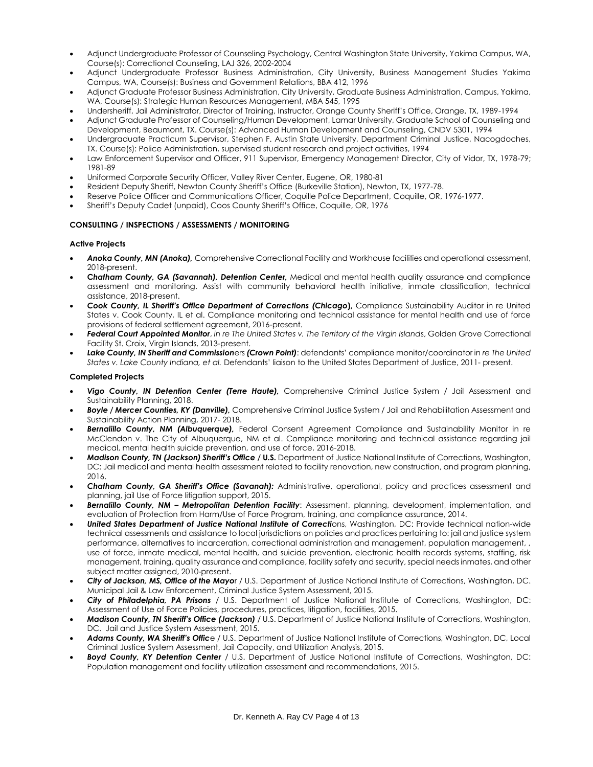- Adjunct Undergraduate Professor of Counseling Psychology, Central Washington State University, Yakima Campus, WA, Course(s): Correctional Counseling, LAJ 326, 2002-2004
- Adjunct Undergraduate Professor Business Administration, City University, Business Management Studies Yakima Campus, WA, Course(s): Business and Government Relations, BBA 412, 1996
- Adjunct Graduate Professor Business Administration, City University, Graduate Business Administration, Campus, Yakima, WA, Course(s): Strategic Human Resources Management, MBA 545, 1995
- Undersheriff, Jail Administrator, Director of Training, Instructor, Orange County Sheriff's Office, Orange, TX, 1989-1994
- Adjunct Graduate Professor of Counseling/Human Development, Lamar University, Graduate School of Counseling and Development, Beaumont, TX. Course(s): Advanced Human Development and Counseling, CNDV 5301, 1994
- Undergraduate Practicum Supervisor, Stephen F. Austin State University, Department Criminal Justice, Nacogdoches, TX. Course(s): Police Administration, supervised student research and project activities, 1994
- Law Enforcement Supervisor and Officer, 911 Supervisor, Emergency Management Director, City of Vidor, TX, 1978-79; 1981-89
- Uniformed Corporate Security Officer, Valley River Center, Eugene, OR, 1980-81
- Resident Deputy Sheriff, Newton County Sheriff's Office (Burkeville Station), Newton, TX, 1977-78.
- Reserve Police Officer and Communications Officer, Coquille Police Department, Coquille, OR, 1976-1977.
- Sheriff's Deputy Cadet (unpaid), Coos County Sheriff's Office, Coquille, OR, 1976

**CONSULTING / INSPECTIONS / ASSESSMENTS / MONITORING**

**Active Projects**

- ***Anoka County, MN (Anoka),*** Comprehensive Correctional Facility and Workhouse facilities and operational assessment, 2018-present.
- ***Chatham County, GA (Savannah), Detention Center,*** Medical and mental health quality assurance and compliance assessment and monitoring. Assist with community behavioral health initiative, inmate classification, technical assistance, 2018-present.
- ***Cook County, IL Sheriff's Office Department of Corrections (Chicago),*** Compliance Sustainability Auditor in re United States v. Cook County, IL et al. Compliance monitoring and technical assistance for mental health and use of force provisions of federal settlement agreement, 2016-present.
- ***Federal Court Appointed Monitor***, *in re The United States v. The Territory of the Virgin Islands*, Golden Grove Correctional Facility St. Croix, Virgin Islands, 2013-present.
- ***Lake County, IN Sheriff and Commissioners (Crown Point)***: defendants' compliance monitor/coordinator in *re The United States v. Lake County Indiana, et al.* Defendants' liaison to the United States Department of Justice, 2011- present.

**Completed Projects**

- ***Vigo County, IN Detention Center (Terre Haute),*** Comprehensive Criminal Justice System / Jail Assessment and Sustainability Planning, 2018.
- ***Boyle / Mercer Counties, KY (Danville),*** Comprehensive Criminal Justice System / Jail and Rehabilitation Assessment and Sustainability Action Planning, 2017- 2018.
- ***Bernalillo County, NM (Albuquerque),*** Federal Consent Agreement Compliance and Sustainability Monitor in re McClendon v. The City of Albuquerque, NM et al. Compliance monitoring and technical assistance regarding jail medical, mental health suicide prevention, and use of force, 2016-2018.
- ***Madison County, TN (Jackson) Sheriff's Office* / U.S.** Department of Justice National Institute of Corrections, Washington, DC: Jail medical and mental health assessment related to facility renovation, new construction, and program planning, 2016.
- ***Chatham County, GA Sheriff's Office (Savanah):*** Administrative, operational, policy and practices assessment and planning, jail Use of Force litigation support, 2015.
- ***Bernalillo County, NM – Metropolitan Detention Facility***: Assessment, planning, development, implementation, and evaluation of Protection from Harm/Use of Force Program, training, and compliance assurance, 2014.
- ***United States Department of Justice National Institute of Correcti***ons, Washington, DC: Provide technical nation-wide technical assessments and assistance to local jurisdictions on policies and practices pertaining to: jail and justice system performance, alternatives to incarceration, correctional administration and management, population management, , use of force, inmate medical, mental health, and suicide prevention, electronic health records systems, staffing, risk management, training, quality assurance and compliance, facility safety and security, special needs inmates, and other subject matter assigned, 2010-present.
- ***City of Jackson, MS, Office of the Mayo***r / U.S. Department of Justice National Institute of Corrections, Washington, DC. Municipal Jail & Law Enforcement, Criminal Justice System Assessment, 2015.
- ***City of Philadelphia, PA Prisons*** / U.S. Department of Justice National Institute of Corrections, Washington, DC: Assessment of Use of Force Policies, procedures, practices, litigation, facilities, 2015.
- ***Madison County, TN Sheriff's Office (Jackson)*** / U.S. Department of Justice National Institute of Corrections, Washington, DC. Jail and Justice System Assessment, 2015.
- ***Adams County, WA Sheriff's Offic***e / U.S. Department of Justice National Institute of Corrections, Washington, DC, Local Criminal Justice System Assessment, Jail Capacity, and Utilization Analysis, 2015.
- ***Boyd County, KY Detention Center*** / U.S. Department of Justice National Institute of Corrections, Washington, DC: Population management and facility utilization assessment and recommendations, 2015.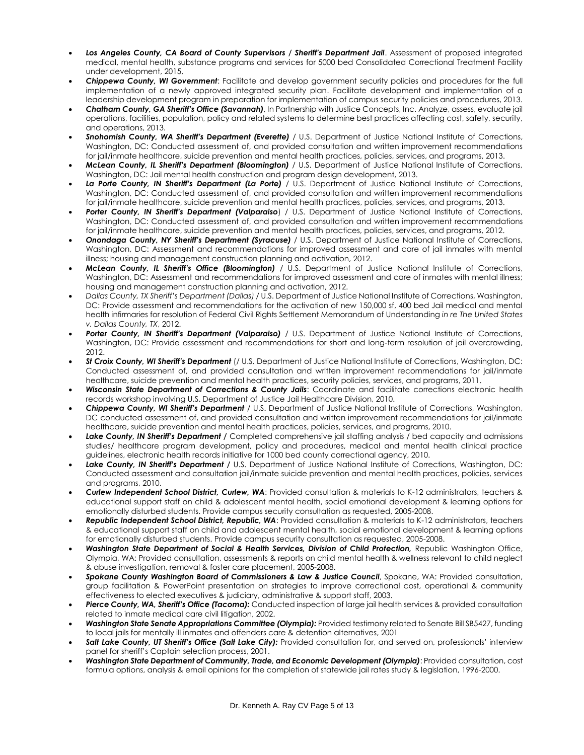- ***Los Angeles County, CA Board of County Supervisors / Sheriff's Department Jail***. Assessment of proposed integrated medical, mental health, substance programs and services for 5000 bed Consolidated Correctional Treatment Facility under development, 2015.
- ***Chippewa County, WI Government***: Facilitate and develop government security policies and procedures for the full implementation of a newly approved integrated security plan. Facilitate development and implementation of a leadership development program in preparation for implementation of campus security policies and procedures, 2013.
- ***Chatham County, GA Sheriff's Office (Savannah)***, In Partnership with Justice Concepts, Inc. Analyze, assess, evaluate jail operations, facilities, population, policy and related systems to determine best practices affecting cost, safety, security, and operations, 2013.
- ***Snohomish County, WA Sheriff's Department (Everette)*** / U.S. Department of Justice National Institute of Corrections, Washington, DC: Conducted assessment of, and provided consultation and written improvement recommendations for jail/inmate healthcare, suicide prevention and mental health practices, policies, services, and programs, 2013.
- ***McLean County, IL Sheriff's Department (Bloomington)*** / U.S. Department of Justice National Institute of Corrections, Washington, DC: Jail mental health construction and program design development, 2013.
- ***La Porte County, IN Sheriff's Department (La Porte)*** / U.S. Department of Justice National Institute of Corrections, Washington, DC: Conducted assessment of, and provided consultation and written improvement recommendations for jail/inmate healthcare, suicide prevention and mental health practices, policies, services, and programs, 2013.
- ***Porter County, IN Sheriff's Department (Valparaiso***) / U.S. Department of Justice National Institute of Corrections, Washington, DC: Conducted assessment of, and provided consultation and written improvement recommendations for jail/inmate healthcare, suicide prevention and mental health practices, policies, services, and programs, 2012.
- ***Onondaga County, NY Sheriff's Department (Syracuse)*** / U.S. Department of Justice National Institute of Corrections, Washington, DC: Assessment and recommendations for improved assessment and care of jail inmates with mental illness; housing and management construction planning and activation, 2012.
- ***McLean County, IL Sheriff's Office (Bloomington)*** / U.S. Department of Justice National Institute of Corrections, Washington, DC: Assessment and recommendations for improved assessment and care of inmates with mental illness; housing and management construction planning and activation, 2012.
- *Dallas County, TX Sheriff's Department (Dallas)* / U.S. Department of Justice National Institute of Corrections, Washington, DC: Provide assessment and recommendations for the activation of new 150,000 sf, 400 bed Jail medical and mental health infirmaries for resolution of Federal Civil Rights Settlement Memorandum of Understanding *in re The United States v. Dallas County, TX*, 2012.
- ***Porter County, IN Sheriff's Department (Valparaiso)*** / U.S. Department of Justice National Institute of Corrections, Washington, DC: Provide assessment and recommendations for short and long-term resolution of jail overcrowding, 2012.
- ***St Croix County, WI Sheriff's Department*** (/ U.S. Department of Justice National Institute of Corrections, Washington, DC: Conducted assessment of, and provided consultation and written improvement recommendations for jail/inmate healthcare, suicide prevention and mental health practices, security policies, services, and programs, 2011.
- ***Wisconsin State Department of Corrections & County Jails***: Coordinate and facilitate corrections electronic health records workshop involving U.S. Department of Justice Jail Healthcare Division, 2010.
- ***Chippewa County, WI Sheriff's Department*** / U.S. Department of Justice National Institute of Corrections, Washington, DC conducted assessment of, and provided consultation and written improvement recommendations for jail/inmate healthcare, suicide prevention and mental health practices, policies, services, and programs, 2010.
- ***Lake County, IN Sheriff's Department /*** Completed comprehensive jail staffing analysis / bed capacity and admissions studies/ healthcare program development, policy and procedures, medical and mental health clinical practice guidelines, electronic health records initiative for 1000 bed county correctional agency, 2010.
- ***Lake County, IN Sheriff's Department /*** U.S. Department of Justice National Institute of Corrections, Washington, DC: Conducted assessment and consultation jail/inmate suicide prevention and mental health practices, policies, services and programs, 2010.
- ***Curlew Independent School District, Curlew, WA***: Provided consultation & materials to K-12 administrators, teachers & educational support staff on child & adolescent mental health, social emotional development & learning options for emotionally disturbed students. Provide campus security consultation as requested, 2005-2008.
- ***Republic Independent School District, Republic, WA***: Provided consultation & materials to K-12 administrators, teachers & educational support staff on child and adolescent mental health, social emotional development & learning options for emotionally disturbed students. Provide campus security consultation as requested, 2005-2008.
- ***Washington State Department of Social & Health Services, Division of Child Protection,*** Republic Washington Office, Olympia, WA: Provided consultation, assessments & reports on child mental health & wellness relevant to child neglect & abuse investigation, removal & foster care placement, 2005-2008.
- ***Spokane County Washington Board of Commissioners & Law & Justice Council***, Spokane, WA: Provided consultation, group facilitation & PowerPoint presentation on strategies to improve correctional cost, operational & community effectiveness to elected executives & judiciary, administrative & support staff, 2003.
- ***Pierce County, WA, Sheriff's Office (Tacoma):*** Conducted inspection of large jail health services & provided consultation related to inmate medical care civil litigation, 2002.
- ***Washington State Senate Appropriations Committee (Olympia):*** Provided testimony related to Senate Bill SB5427, funding to local jails for mentally ill inmates and offenders care & detention alternatives, 2001
- ***Salt Lake County, UT Sheriff's Office (Salt Lake City):*** Provided consultation for, and served on, professionals' interview panel for sheriff's Captain selection process, 2001.
- ***Washington State Department of Community, Trade, and Economic Development (Olympia)***: Provided consultation, cost formula options, analysis & email opinions for the completion of statewide jail rates study & legislation, 1996-2000.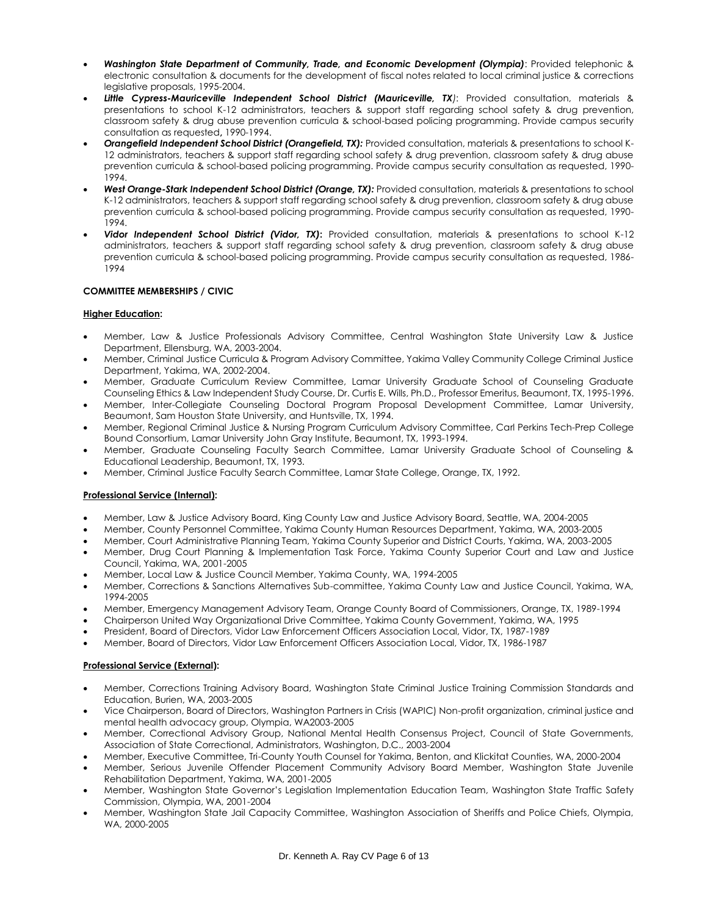- ***Washington State Department of Community, Trade, and Economic Development (Olympia)***: Provided telephonic & electronic consultation & documents for the development of fiscal notes related to local criminal justice & corrections legislative proposals, 1995-2004.
- ***Little Cypress-Mauriceville Independent School District (Mauriceville, TX)***: Provided consultation, materials & presentations to school K-12 administrators, teachers & support staff regarding school safety & drug prevention, classroom safety & drug abuse prevention curricula & school-based policing programming. Provide campus security consultation as requested**,** 1990-1994.
- ***Orangefield Independent School District (Orangefield, TX):*** Provided consultation, materials & presentations to school K-12 administrators, teachers & support staff regarding school safety & drug prevention, classroom safety & drug abuse prevention curricula & school-based policing programming. Provide campus security consultation as requested, 1990-1994.
- ***West Orange-Stark Independent School District (Orange, TX):*** Provided consultation, materials & presentations to school K-12 administrators, teachers & support staff regarding school safety & drug prevention, classroom safety & drug abuse prevention curricula & school-based policing programming. Provide campus security consultation as requested, 1990-1994.
- ***Vidor Independent School District (Vidor, TX)*****:** Provided consultation, materials & presentations to school K-12 administrators, teachers & support staff regarding school safety & drug prevention, classroom safety & drug abuse prevention curricula & school-based policing programming. Provide campus security consultation as requested, 1986-1994

**COMMITTEE MEMBERSHIPS / CIVIC**

**Higher Education:**

- Member, Law & Justice Professionals Advisory Committee, Central Washington State University Law & Justice Department, Ellensburg, WA, 2003-2004.
- Member, Criminal Justice Curricula & Program Advisory Committee, Yakima Valley Community College Criminal Justice Department, Yakima, WA, 2002-2004.
- Member, Graduate Curriculum Review Committee, Lamar University Graduate School of Counseling Graduate Counseling Ethics & Law Independent Study Course, Dr. Curtis E. Wills, Ph.D., Professor Emeritus, Beaumont, TX, 1995-1996.
- Member, Inter-Collegiate Counseling Doctoral Program Proposal Development Committee, Lamar University, Beaumont, Sam Houston State University, and Huntsville, TX, 1994.
- Member, Regional Criminal Justice & Nursing Program Curriculum Advisory Committee, Carl Perkins Tech-Prep College Bound Consortium, Lamar University John Gray Institute, Beaumont, TX, 1993-1994.
- Member, Graduate Counseling Faculty Search Committee, Lamar University Graduate School of Counseling & Educational Leadership, Beaumont, TX, 1993.
- Member, Criminal Justice Faculty Search Committee, Lamar State College, Orange, TX, 1992.

**Professional Service (Internal):**

- Member, Law & Justice Advisory Board, King County Law and Justice Advisory Board, Seattle, WA, 2004-2005
- Member, County Personnel Committee, Yakima County Human Resources Department, Yakima, WA, 2003-2005
- Member, Court Administrative Planning Team, Yakima County Superior and District Courts, Yakima, WA, 2003-2005
- Member, Drug Court Planning & Implementation Task Force, Yakima County Superior Court and Law and Justice Council, Yakima, WA, 2001-2005
- Member, Local Law & Justice Council Member, Yakima County, WA, 1994-2005
- Member, Corrections & Sanctions Alternatives Sub-committee, Yakima County Law and Justice Council, Yakima, WA, 1994-2005
- Member, Emergency Management Advisory Team, Orange County Board of Commissioners, Orange, TX, 1989-1994
- Chairperson United Way Organizational Drive Committee, Yakima County Government, Yakima, WA, 1995
- President, Board of Directors, Vidor Law Enforcement Officers Association Local, Vidor, TX, 1987-1989
- Member, Board of Directors, Vidor Law Enforcement Officers Association Local, Vidor, TX, 1986-1987

**Professional Service (External):**

- Member, Corrections Training Advisory Board, Washington State Criminal Justice Training Commission Standards and Education, Burien, WA, 2003-2005
- Vice Chairperson, Board of Directors, Washington Partners in Crisis (WAPIC) Non-profit organization, criminal justice and mental health advocacy group, Olympia, WA2003-2005
- Member, Correctional Advisory Group, National Mental Health Consensus Project, Council of State Governments, Association of State Correctional, Administrators, Washington, D.C., 2003-2004
- Member, Executive Committee, Tri-County Youth Counsel for Yakima, Benton, and Klickitat Counties, WA, 2000-2004
- Member, Serious Juvenile Offender Placement Community Advisory Board Member, Washington State Juvenile Rehabilitation Department, Yakima, WA, 2001-2005
- Member, Washington State Governor's Legislation Implementation Education Team, Washington State Traffic Safety Commission, Olympia, WA, 2001-2004
- Member, Washington State Jail Capacity Committee, Washington Association of Sheriffs and Police Chiefs, Olympia, WA, 2000-2005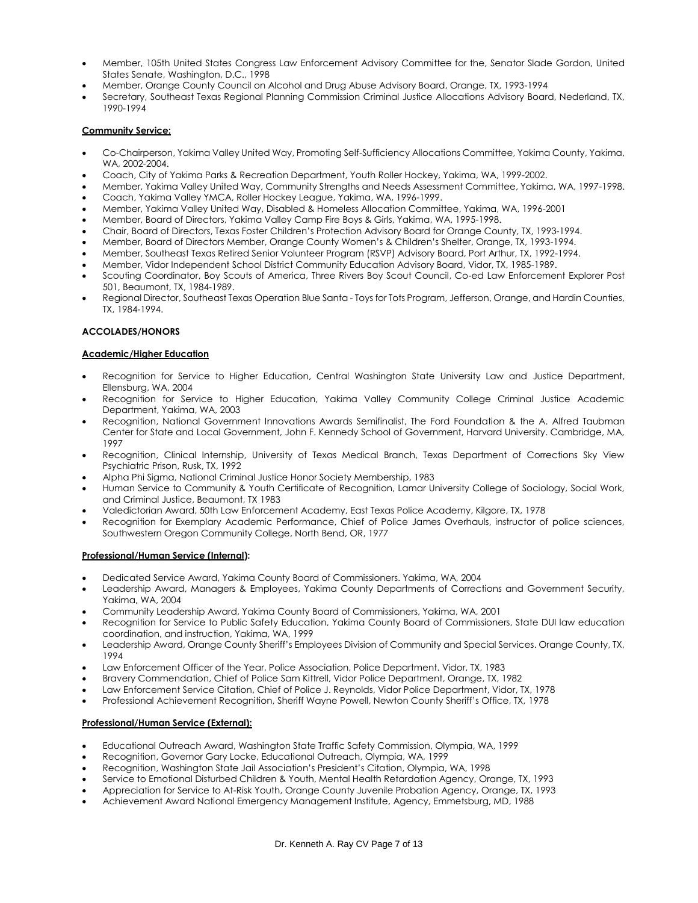- Member, 105th United States Congress Law Enforcement Advisory Committee for the, Senator Slade Gordon, United States Senate, Washington, D.C., 1998
- Member, Orange County Council on Alcohol and Drug Abuse Advisory Board, Orange, TX, 1993-1994
- Secretary, Southeast Texas Regional Planning Commission Criminal Justice Allocations Advisory Board, Nederland, TX, 1990-1994

**Community Service:**

- Co-Chairperson, Yakima Valley United Way, Promoting Self-Sufficiency Allocations Committee, Yakima County, Yakima, WA, 2002-2004.
- Coach, City of Yakima Parks & Recreation Department, Youth Roller Hockey, Yakima, WA, 1999-2002.
- Member, Yakima Valley United Way, Community Strengths and Needs Assessment Committee, Yakima, WA, 1997-1998.
- Coach, Yakima Valley YMCA, Roller Hockey League, Yakima, WA, 1996-1999.
- Member, Yakima Valley United Way, Disabled & Homeless Allocation Committee, Yakima, WA, 1996-2001
- Member, Board of Directors, Yakima Valley Camp Fire Boys & Girls, Yakima, WA, 1995-1998.
- Chair, Board of Directors, Texas Foster Children's Protection Advisory Board for Orange County, TX, 1993-1994.
- Member, Board of Directors Member, Orange County Women's & Children's Shelter, Orange, TX, 1993-1994.
- Member, Southeast Texas Retired Senior Volunteer Program (RSVP) Advisory Board, Port Arthur, TX, 1992-1994.
- Member, Vidor Independent School District Community Education Advisory Board, Vidor, TX, 1985-1989.
- Scouting Coordinator, Boy Scouts of America, Three Rivers Boy Scout Council, Co-ed Law Enforcement Explorer Post 501, Beaumont, TX, 1984-1989.
- Regional Director, Southeast Texas Operation Blue Santa - Toys for Tots Program, Jefferson, Orange, and Hardin Counties, TX, 1984-1994.

**ACCOLADES/HONORS**

**Academic/Higher Education**

- Recognition for Service to Higher Education, Central Washington State University Law and Justice Department, Ellensburg, WA, 2004
- Recognition for Service to Higher Education, Yakima Valley Community College Criminal Justice Academic Department, Yakima, WA, 2003
- Recognition, National Government Innovations Awards Semifinalist, The Ford Foundation & the A. Alfred Taubman Center for State and Local Government, John F. Kennedy School of Government, Harvard University. Cambridge, MA, 1997
- Recognition, Clinical Internship, University of Texas Medical Branch, Texas Department of Corrections Sky View Psychiatric Prison, Rusk, TX, 1992
- Alpha Phi Sigma, National Criminal Justice Honor Society Membership, 1983
- Human Service to Community & Youth Certificate of Recognition, Lamar University College of Sociology, Social Work, and Criminal Justice, Beaumont, TX 1983
- Valedictorian Award, 50th Law Enforcement Academy, East Texas Police Academy, Kilgore, TX, 1978
- Recognition for Exemplary Academic Performance, Chief of Police James Overhauls, instructor of police sciences, Southwestern Oregon Community College, North Bend, OR, 1977

**Professional/Human Service (Internal):**

- Dedicated Service Award, Yakima County Board of Commissioners. Yakima, WA, 2004
- Leadership Award, Managers & Employees, Yakima County Departments of Corrections and Government Security, Yakima, WA, 2004
- Community Leadership Award, Yakima County Board of Commissioners, Yakima, WA, 2001
- Recognition for Service to Public Safety Education, Yakima County Board of Commissioners, State DUI law education coordination, and instruction, Yakima, WA, 1999
- Leadership Award, Orange County Sheriff's Employees Division of Community and Special Services. Orange County, TX, 1994
- Law Enforcement Officer of the Year, Police Association, Police Department. Vidor, TX, 1983
- Bravery Commendation, Chief of Police Sam Kittrell, Vidor Police Department, Orange, TX, 1982
- Law Enforcement Service Citation, Chief of Police J. Reynolds, Vidor Police Department, Vidor, TX, 1978
- Professional Achievement Recognition, Sheriff Wayne Powell, Newton County Sheriff's Office, TX, 1978

**Professional/Human Service (External):**

- Educational Outreach Award, Washington State Traffic Safety Commission, Olympia, WA, 1999
- Recognition, Governor Gary Locke, Educational Outreach, Olympia, WA, 1999
- Recognition, Washington State Jail Association's President's Citation, Olympia, WA, 1998
- Service to Emotional Disturbed Children & Youth, Mental Health Retardation Agency, Orange, TX, 1993
- Appreciation for Service to At-Risk Youth, Orange County Juvenile Probation Agency, Orange, TX, 1993
- Achievement Award National Emergency Management Institute, Agency, Emmetsburg, MD, 1988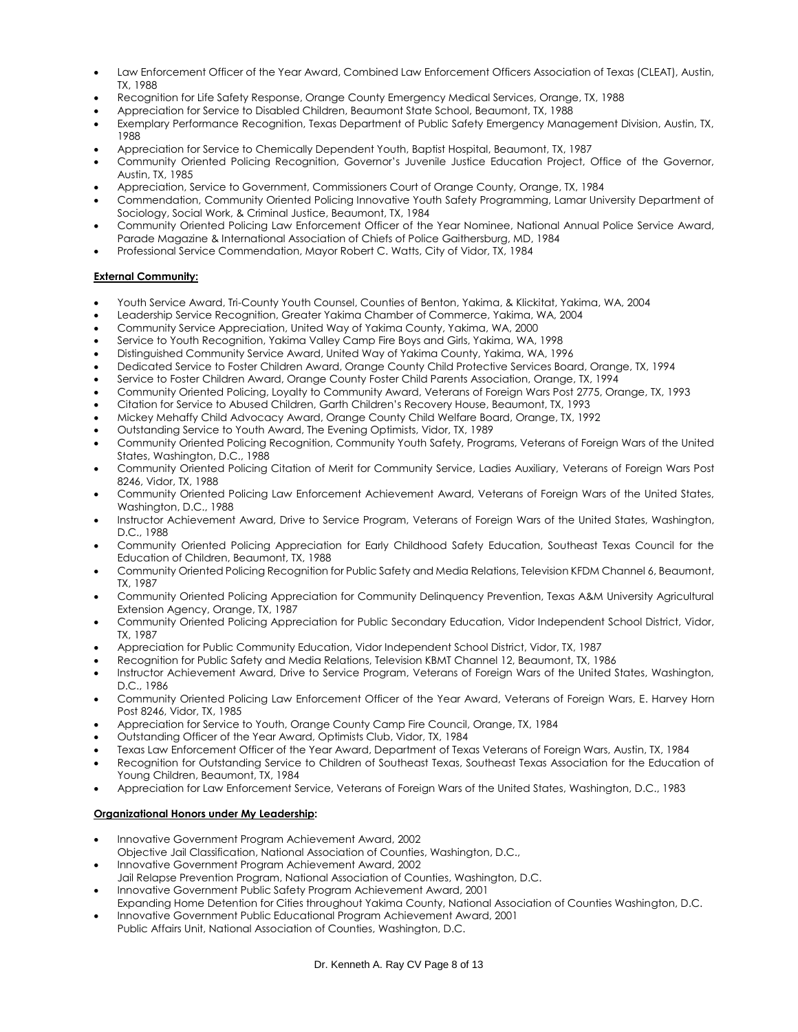- Law Enforcement Officer of the Year Award, Combined Law Enforcement Officers Association of Texas (CLEAT), Austin, TX, 1988
- Recognition for Life Safety Response, Orange County Emergency Medical Services, Orange, TX, 1988
- Appreciation for Service to Disabled Children, Beaumont State School, Beaumont, TX, 1988
- Exemplary Performance Recognition, Texas Department of Public Safety Emergency Management Division, Austin, TX, 1988
- Appreciation for Service to Chemically Dependent Youth, Baptist Hospital, Beaumont, TX, 1987
- Community Oriented Policing Recognition, Governor's Juvenile Justice Education Project, Office of the Governor, Austin, TX, 1985
- Appreciation, Service to Government, Commissioners Court of Orange County, Orange, TX, 1984
- Commendation, Community Oriented Policing Innovative Youth Safety Programming, Lamar University Department of Sociology, Social Work, & Criminal Justice, Beaumont, TX, 1984
- Community Oriented Policing Law Enforcement Officer of the Year Nominee, National Annual Police Service Award, Parade Magazine & International Association of Chiefs of Police Gaithersburg, MD, 1984
- Professional Service Commendation, Mayor Robert C. Watts, City of Vidor, TX, 1984

**External Community:**

- Youth Service Award, Tri-County Youth Counsel, Counties of Benton, Yakima, & Klickitat, Yakima, WA, 2004
- Leadership Service Recognition, Greater Yakima Chamber of Commerce, Yakima, WA, 2004
- Community Service Appreciation, United Way of Yakima County, Yakima, WA, 2000
- Service to Youth Recognition, Yakima Valley Camp Fire Boys and Girls, Yakima, WA, 1998
- Distinguished Community Service Award, United Way of Yakima County, Yakima, WA, 1996
- Dedicated Service to Foster Children Award, Orange County Child Protective Services Board, Orange, TX, 1994
- Service to Foster Children Award, Orange County Foster Child Parents Association, Orange, TX, 1994
- Community Oriented Policing, Loyalty to Community Award, Veterans of Foreign Wars Post 2775, Orange, TX, 1993
- Citation for Service to Abused Children, Garth Children's Recovery House, Beaumont, TX, 1993
- Mickey Mehaffy Child Advocacy Award, Orange County Child Welfare Board, Orange, TX, 1992
- Outstanding Service to Youth Award, The Evening Optimists, Vidor, TX, 1989
- Community Oriented Policing Recognition, Community Youth Safety, Programs, Veterans of Foreign Wars of the United States, Washington, D.C., 1988
- Community Oriented Policing Citation of Merit for Community Service, Ladies Auxiliary, Veterans of Foreign Wars Post 8246, Vidor, TX, 1988
- Community Oriented Policing Law Enforcement Achievement Award, Veterans of Foreign Wars of the United States, Washington, D.C., 1988
- Instructor Achievement Award, Drive to Service Program, Veterans of Foreign Wars of the United States, Washington, D.C., 1988
- Community Oriented Policing Appreciation for Early Childhood Safety Education, Southeast Texas Council for the Education of Children, Beaumont, TX, 1988
- Community Oriented Policing Recognition for Public Safety and Media Relations, Television KFDM Channel 6, Beaumont, TX, 1987
- Community Oriented Policing Appreciation for Community Delinquency Prevention, Texas A&M University Agricultural Extension Agency, Orange, TX, 1987
- Community Oriented Policing Appreciation for Public Secondary Education, Vidor Independent School District, Vidor, TX, 1987
- Appreciation for Public Community Education, Vidor Independent School District, Vidor, TX, 1987
- Recognition for Public Safety and Media Relations, Television KBMT Channel 12, Beaumont, TX, 1986
- Instructor Achievement Award, Drive to Service Program, Veterans of Foreign Wars of the United States, Washington, D.C., 1986
- Community Oriented Policing Law Enforcement Officer of the Year Award, Veterans of Foreign Wars, E. Harvey Horn Post 8246, Vidor, TX, 1985
- Appreciation for Service to Youth, Orange County Camp Fire Council, Orange, TX, 1984
- Outstanding Officer of the Year Award, Optimists Club, Vidor, TX, 1984
- Texas Law Enforcement Officer of the Year Award, Department of Texas Veterans of Foreign Wars, Austin, TX, 1984
- Recognition for Outstanding Service to Children of Southeast Texas, Southeast Texas Association for the Education of Young Children, Beaumont, TX, 1984
- Appreciation for Law Enforcement Service, Veterans of Foreign Wars of the United States, Washington, D.C., 1983

**Organizational Honors under My Leadership:**

- Innovative Government Program Achievement Award, 2002
  Objective Jail Classification, National Association of Counties, Washington, D.C.,
- Innovative Government Program Achievement Award, 2002
  Jail Relapse Prevention Program, National Association of Counties, Washington, D.C.
- Innovative Government Public Safety Program Achievement Award, 2001
  Expanding Home Detention for Cities throughout Yakima County, National Association of Counties Washington, D.C.
- Innovative Government Public Educational Program Achievement Award, 2001
  Public Affairs Unit, National Association of Counties, Washington, D.C.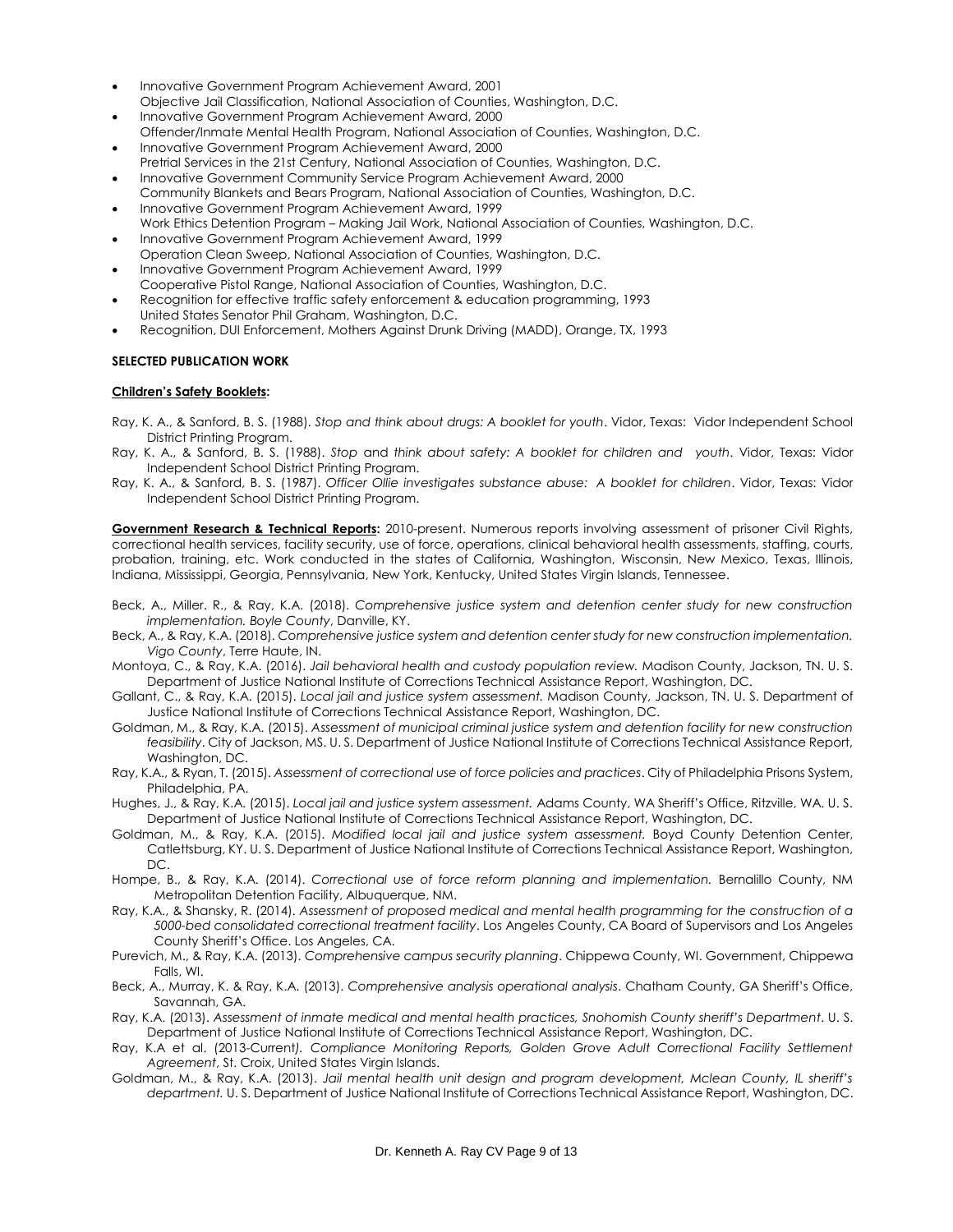- Innovative Government Program Achievement Award, 2001
  Objective Jail Classification, National Association of Counties, Washington, D.C.
- Innovative Government Program Achievement Award, 2000
  Offender/Inmate Mental Health Program, National Association of Counties, Washington, D.C.
- Innovative Government Program Achievement Award, 2000
  Pretrial Services in the 21st Century, National Association of Counties, Washington, D.C.
- Innovative Government Community Service Program Achievement Award, 2000
  Community Blankets and Bears Program, National Association of Counties, Washington, D.C.
- Innovative Government Program Achievement Award, 1999
  Work Ethics Detention Program – Making Jail Work, National Association of Counties, Washington, D.C.
- Innovative Government Program Achievement Award, 1999
  Operation Clean Sweep, National Association of Counties, Washington, D.C.
- Innovative Government Program Achievement Award, 1999
  Cooperative Pistol Range, National Association of Counties, Washington, D.C.
- Recognition for effective traffic safety enforcement & education programming, 1993
  United States Senator Phil Graham, Washington, D.C.
- Recognition, DUI Enforcement, Mothers Against Drunk Driving (MADD), Orange, TX, 1993

**SELECTED PUBLICATION WORK**

**Children's Safety Booklets:**

Ray, K. A., & Sanford, B. S. (1988). *Stop and think about drugs: A booklet for youth*. Vidor, Texas: Vidor Independent School District Printing Program.

Ray, K. A., & Sanford, B. S. (1988). *Stop* and *think about safety: A booklet for children and youth*. Vidor, Texas: Vidor Independent School District Printing Program.

Ray, K. A., & Sanford, B. S. (1987). *Officer Ollie investigates substance abuse: A booklet for children*. Vidor, Texas: Vidor Independent School District Printing Program.

**Government Research & Technical Reports:** 2010-present. Numerous reports involving assessment of prisoner Civil Rights, correctional health services, facility security, use of force, operations, clinical behavioral health assessments, staffing, courts, probation, training, etc. Work conducted in the states of California, Washington, Wisconsin, New Mexico, Texas, Illinois, Indiana, Mississippi, Georgia, Pennsylvania, New York, Kentucky, United States Virgin Islands, Tennessee.

Beck, A., Miller. R., & Ray, K.A. (2018). *Comprehensive justice system and detention center study for new construction implementation. Boyle County*, Danville, KY.

Beck, A., & Ray, K.A. (2018). *Comprehensive justice system and detention center study for new construction implementation. Vigo County*, Terre Haute, IN.

Montoya, C., & Ray, K.A. (2016). *Jail behavioral health and custody population review.* Madison County, Jackson, TN. U. S. Department of Justice National Institute of Corrections Technical Assistance Report, Washington, DC.

Gallant, C., & Ray, K.A. (2015). *Local jail and justice system assessment.* Madison County, Jackson, TN. U. S. Department of Justice National Institute of Corrections Technical Assistance Report, Washington, DC.

Goldman, M., & Ray, K.A. (2015). *Assessment of municipal criminal justice system and detention facility for new construction feasibility*. City of Jackson, MS. U. S. Department of Justice National Institute of Corrections Technical Assistance Report, Washington, DC.

Ray, K.A., & Ryan, T. (2015). *Assessment of correctional use of force policies and practices*. City of Philadelphia Prisons System, Philadelphia, PA.

Hughes, J., & Ray, K.A. (2015). *Local jail and justice system assessment.* Adams County, WA Sheriff's Office, Ritzville, WA. U. S. Department of Justice National Institute of Corrections Technical Assistance Report, Washington, DC.

Goldman, M., & Ray, K.A. (2015). *Modified local jail and justice system assessment.* Boyd County Detention Center, Catlettsburg, KY. U. S. Department of Justice National Institute of Corrections Technical Assistance Report, Washington, DC.

Hompe, B., & Ray, K.A. (2014). *Correctional use of force reform planning and implementation.* Bernalillo County, NM Metropolitan Detention Facility, Albuquerque, NM.

Ray, K.A., & Shansky, R. (2014). *Assessment of proposed medical and mental health programming for the construction of a 5000-bed consolidated correctional treatment facility*. Los Angeles County, CA Board of Supervisors and Los Angeles County Sheriff's Office. Los Angeles, CA.

Purevich, M., & Ray, K.A. (2013). *Comprehensive campus security planning*. Chippewa County, WI. Government, Chippewa Falls, WI.

Beck, A., Murray, K. & Ray, K.A. (2013). *Comprehensive analysis operational analysis*. Chatham County, GA Sheriff's Office, Savannah, GA.

Ray, K.A. (2013). *Assessment of inmate medical and mental health practices, Snohomish County sheriff's Department*. U. S. Department of Justice National Institute of Corrections Technical Assistance Report, Washington, DC.

Ray, K.A et al. (2013-Current*). Compliance Monitoring Reports, Golden Grove Adult Correctional Facility Settlement Agreement*, St. Croix, United States Virgin Islands.

Goldman, M., & Ray, K.A. (2013). *Jail mental health unit design and program development, Mclean County, IL sheriff's department.* U. S. Department of Justice National Institute of Corrections Technical Assistance Report, Washington, DC.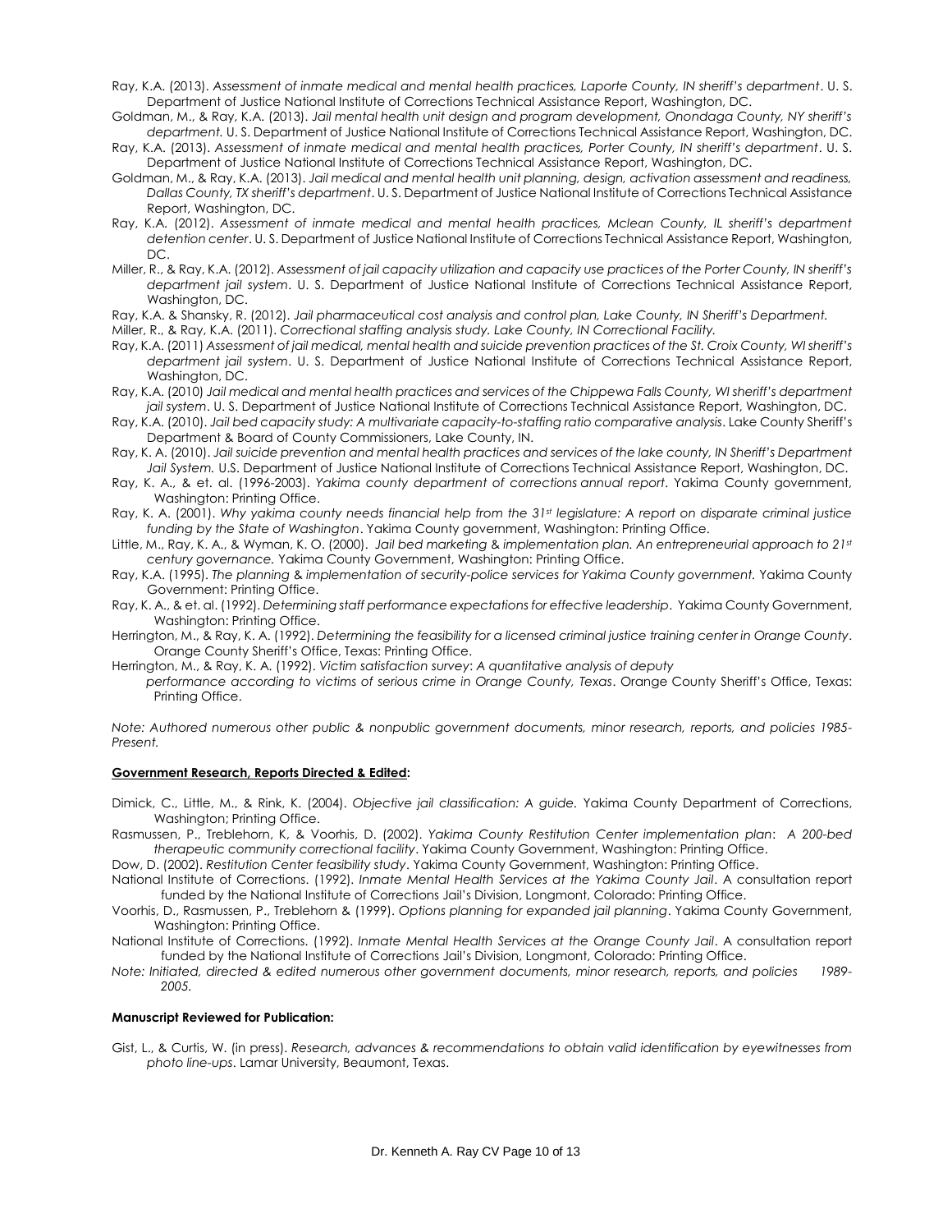Ray, K.A. (2013). *Assessment of inmate medical and mental health practices, Laporte County, IN sheriff's department*. U. S. Department of Justice National Institute of Corrections Technical Assistance Report, Washington, DC.

Goldman, M., & Ray, K.A. (2013). *Jail mental health unit design and program development, Onondaga County, NY sheriff's department.* U. S. Department of Justice National Institute of Corrections Technical Assistance Report, Washington, DC.

Ray, K.A. (2013). *Assessment of inmate medical and mental health practices, Porter County, IN sheriff's department*. U. S. Department of Justice National Institute of Corrections Technical Assistance Report, Washington, DC.

Goldman, M., & Ray, K.A. (2013). *Jail medical and mental health unit planning, design, activation assessment and readiness, Dallas County, TX sheriff's department*. U. S. Department of Justice National Institute of Corrections Technical Assistance Report, Washington, DC.

Ray, K.A. (2012). *Assessment of inmate medical and mental health practices, Mclean County, IL sheriff's department detention center*. U. S. Department of Justice National Institute of Corrections Technical Assistance Report, Washington, DC.

Miller, R., & Ray, K.A. (2012). *Assessment of jail capacity utilization and capacity use practices of the Porter County, IN sheriff's department jail system*. U. S. Department of Justice National Institute of Corrections Technical Assistance Report, Washington, DC.

Ray, K.A. & Shansky, R. (2012). *Jail pharmaceutical cost analysis and control plan, Lake County, IN Sheriff's Department.*

Miller, R., & Ray, K.A. (2011). *Correctional staffing analysis study. Lake County, IN Correctional Facility.*

Ray, K.A. (2011) *Assessment of jail medical, mental health and suicide prevention practices of the St. Croix County, WI sheriff's department jail system*. U. S. Department of Justice National Institute of Corrections Technical Assistance Report, Washington, DC.

Ray, K.A. (2010) *Jail medical and mental health practices and services of the Chippewa Falls County, WI sheriff's department jail system*. U. S. Department of Justice National Institute of Corrections Technical Assistance Report, Washington, DC.

Ray, K.A. (2010). *Jail bed capacity study: A multivariate capacity-to-staffing ratio comparative analysis*. Lake County Sheriff's Department & Board of County Commissioners, Lake County, IN.

Ray, K. A. (2010). *Jail suicide prevention and mental health practices and services of the lake county, IN Sheriff's Department Jail System.* U.S. Department of Justice National Institute of Corrections Technical Assistance Report, Washington, DC.

Ray, K. A., & et. al. (1996-2003). *Yakima county department of corrections annual report*. Yakima County government, Washington: Printing Office.

Ray, K. A. (2001). *Why yakima county needs financial help from the 31st legislature: A report on disparate criminal justice funding by the State of Washington*. Yakima County government, Washington: Printing Office.

Little, M., Ray, K. A., & Wyman, K. O. (2000). *Jail bed marketing & implementation plan. An entrepreneurial approach to 21st century governance.* Yakima County Government, Washington: Printing Office.

Ray, K.A. (1995). *The planning & implementation of security-police services for Yakima County government.* Yakima County Government: Printing Office.

Ray, K. A., & et. al. (1992). *Determining staff performance expectations for effective leadership*. Yakima County Government, Washington: Printing Office.

Herrington, M., & Ray, K. A. (1992). *Determining the feasibility for a licensed criminal justice training center in Orange County*. Orange County Sheriff's Office, Texas: Printing Office.

Herrington, M., & Ray, K. A. (1992). *Victim satisfaction survey: A quantitative analysis of deputy performance according to victims of serious crime in Orange County, Texas*. Orange County Sheriff's Office, Texas: Printing Office.

*Note: Authored numerous other public & nonpublic government documents, minor research, reports, and policies 1985-Present.*

**Government Research, Reports Directed & Edited:**

Dimick, C., Little, M., & Rink, K. (2004). *Objective jail classification: A guide.* Yakima County Department of Corrections, Washington; Printing Office.

Rasmussen, P., Treblehorn, K, & Voorhis, D. (2002). *Yakima County Restitution Center implementation plan: A 200-bed therapeutic community correctional facility*. Yakima County Government, Washington: Printing Office.

Dow, D. (2002). *Restitution Center feasibility study*. Yakima County Government, Washington: Printing Office.

National Institute of Corrections. (1992). *Inmate Mental Health Services at the Yakima County Jail*. A consultation report funded by the National Institute of Corrections Jail's Division, Longmont, Colorado: Printing Office.

Voorhis, D., Rasmussen, P., Treblehorn & (1999). *Options planning for expanded jail planning*. Yakima County Government, Washington: Printing Office.

National Institute of Corrections. (1992). *Inmate Mental Health Services at the Orange County Jail*. A consultation report funded by the National Institute of Corrections Jail's Division, Longmont, Colorado: Printing Office.

*Note: Initiated, directed & edited numerous other government documents, minor research, reports, and policies 1989-2005.*

**Manuscript Reviewed for Publication:**

Gist, L., & Curtis, W. (in press). *Research, advances & recommendations to obtain valid identification by eyewitnesses from photo line-ups*. Lamar University, Beaumont, Texas.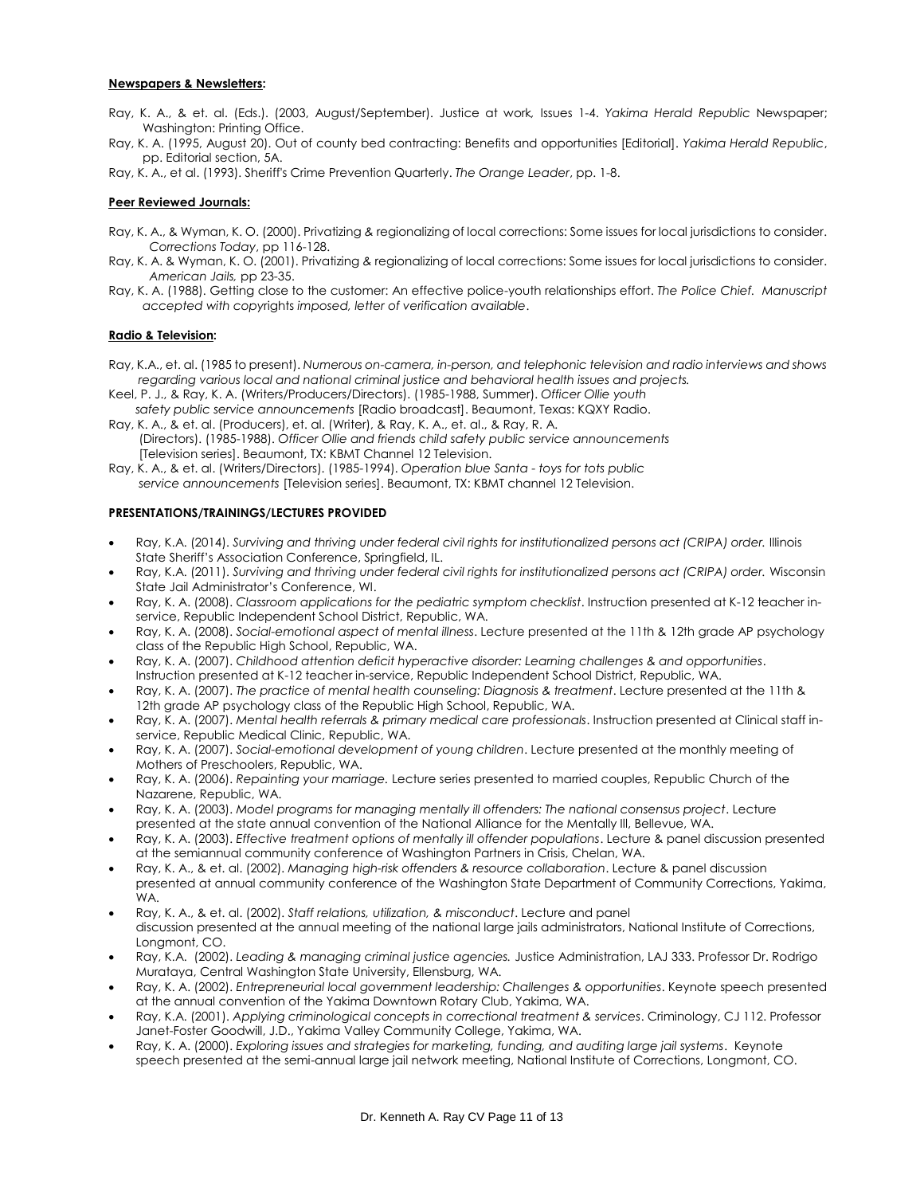**Newspapers & Newsletters:**

Ray, K. A., & et. al. (Eds.). (2003, August/September). Justice at work, Issues 1-4. *Yakima Herald Republic* Newspaper; Washington: Printing Office.

Ray, K. A. (1995, August 20). Out of county bed contracting: Benefits and opportunities [Editorial]. *Yakima Herald Republic*, pp. Editorial section, 5A.

Ray, K. A., et al. (1993). Sheriff's Crime Prevention Quarterly. *The Orange Leader*, pp. 1-8.

**Peer Reviewed Journals:**

Ray, K. A., & Wyman, K. O. (2000). Privatizing & regionalizing of local corrections: Some issues for local jurisdictions to consider. *Corrections Today*, pp 116-128.

Ray, K. A. & Wyman, K. O. (2001). Privatizing & regionalizing of local corrections: Some issues for local jurisdictions to consider. *American Jails,* pp 23-35.

Ray, K. A. (1988). Getting close to the customer: An effective police-youth relationships effort. *The Police Chief. Manuscript accepted with copyrights imposed, letter of verification available*.

**Radio & Television:**

Ray, K.A., et. al. (1985 to present). *Numerous on-camera, in-person, and telephonic television and radio interviews and shows regarding various local and national criminal justice and behavioral health issues and projects.*

Keel, P. J., & Ray, K. A. (Writers/Producers/Directors). (1985-1988, Summer). *Officer Ollie youth safety public service announcements* [Radio broadcast]. Beaumont, Texas: KQXY Radio.

Ray, K. A., & et. al. (Producers), et. al. (Writer), & Ray, K. A., et. al., & Ray, R. A. (Directors). (1985-1988). *Officer Ollie and friends child safety public service announcements* [Television series]. Beaumont, TX: KBMT Channel 12 Television.

Ray, K. A., & et. al. (Writers/Directors). (1985-1994). *Operation blue Santa - toys for tots public service announcements* [Television series]. Beaumont, TX: KBMT channel 12 Television.

**PRESENTATIONS/TRAININGS/LECTURES PROVIDED**

- Ray, K.A. (2014). *Surviving and thriving under federal civil rights for institutionalized persons act (CRIPA) order.* Illinois State Sheriff's Association Conference, Springfield, IL.
- Ray, K.A. (2011). *Surviving and thriving under federal civil rights for institutionalized persons act (CRIPA) order.* Wisconsin State Jail Administrator's Conference, WI.
- Ray, K. A. (2008). *Classroom applications for the pediatric symptom checklist*. Instruction presented at K-12 teacher in-service, Republic Independent School District, Republic, WA.
- Ray, K. A. (2008). *Social-emotional aspect of mental illness*. Lecture presented at the 11th & 12th grade AP psychology class of the Republic High School, Republic, WA.
- Ray, K. A. (2007). *Childhood attention deficit hyperactive disorder: Learning challenges & and opportunities*. Instruction presented at K-12 teacher in-service, Republic Independent School District, Republic, WA.
- Ray, K. A. (2007). *The practice of mental health counseling: Diagnosis & treatment*. Lecture presented at the 11th & 12th grade AP psychology class of the Republic High School, Republic, WA.
- Ray, K. A. (2007). *Mental health referrals & primary medical care professionals*. Instruction presented at Clinical staff in-service, Republic Medical Clinic, Republic, WA.
- Ray, K. A. (2007). *Social-emotional development of young children*. Lecture presented at the monthly meeting of Mothers of Preschoolers, Republic, WA.
- Ray, K. A. (2006). *Repainting your marriage.* Lecture series presented to married couples, Republic Church of the Nazarene, Republic, WA.
- Ray, K. A. (2003). *Model programs for managing mentally ill offenders: The national consensus project*. Lecture presented at the state annual convention of the National Alliance for the Mentally Ill, Bellevue, WA.
- Ray, K. A. (2003). *Effective treatment options of mentally ill offender populations*. Lecture & panel discussion presented at the semiannual community conference of Washington Partners in Crisis, Chelan, WA.
- Ray, K. A., & et. al. (2002). *Managing high-risk offenders & resource collaboration*. Lecture & panel discussion presented at annual community conference of the Washington State Department of Community Corrections, Yakima, WA.
- Ray, K. A., & et. al. (2002). *Staff relations, utilization, & misconduct*. Lecture and panel discussion presented at the annual meeting of the national large jails administrators, National Institute of Corrections, Longmont, CO.
- Ray, K.A. (2002). *Leading & managing criminal justice agencies.* Justice Administration, LAJ 333. Professor Dr. Rodrigo Murataya, Central Washington State University, Ellensburg, WA.
- Ray, K. A. (2002). *Entrepreneurial local government leadership: Challenges & opportunities*. Keynote speech presented at the annual convention of the Yakima Downtown Rotary Club, Yakima, WA.
- Ray, K.A. (2001). *Applying criminological concepts in correctional treatment & services*. Criminology, CJ 112. Professor Janet-Foster Goodwill, J.D., Yakima Valley Community College, Yakima, WA.
- Ray, K. A. (2000). *Exploring issues and strategies for marketing, funding, and auditing large jail systems*. Keynote speech presented at the semi-annual large jail network meeting, National Institute of Corrections, Longmont, CO.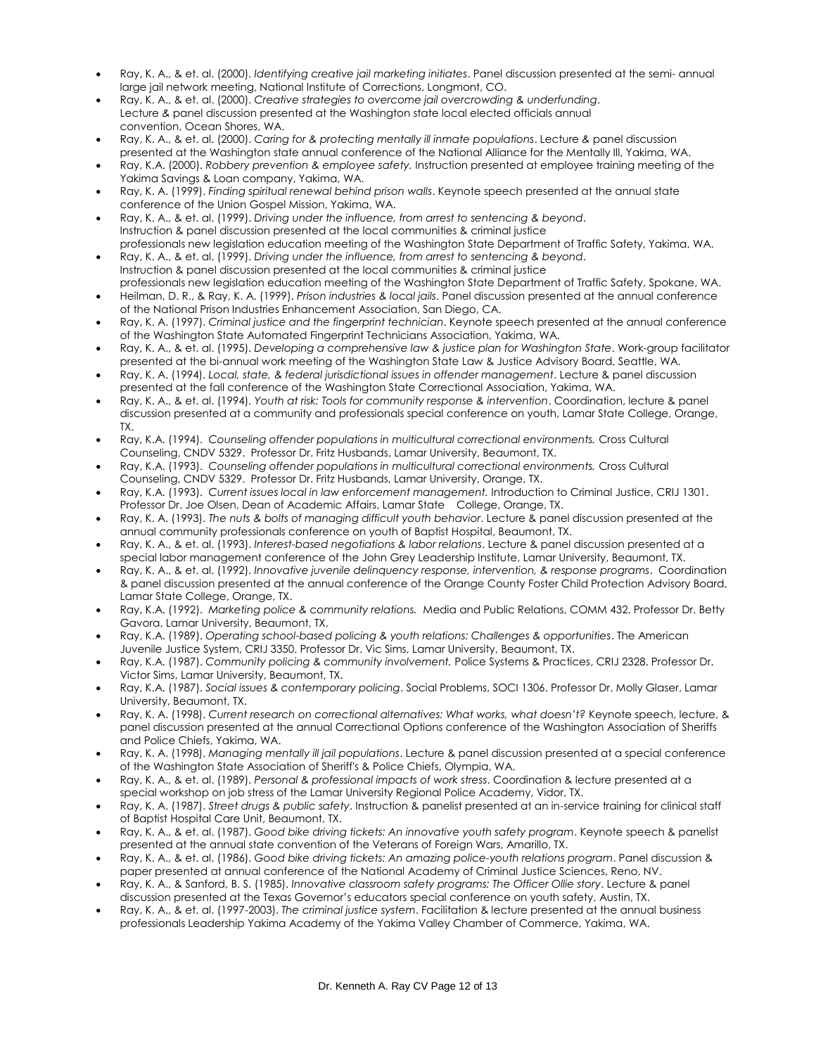- Ray, K. A., & et. al. (2000). *Identifying creative jail marketing initiates*. Panel discussion presented at the semi- annual large jail network meeting, National Institute of Corrections, Longmont, CO.
- Ray, K. A., & et. al. (2000). *Creative strategies to overcome jail overcrowding & underfunding*. Lecture & panel discussion presented at the Washington state local elected officials annual convention, Ocean Shores, WA.
- Ray, K. A., & et. al. (2000). *Caring for & protecting mentally ill inmate populations*. Lecture & panel discussion presented at the Washington state annual conference of the National Alliance for the Mentally Ill, Yakima, WA.
- Ray, K.A. (2000). *Robbery prevention & employee safety.* Instruction presented at employee training meeting of the Yakima Savings & Loan company, Yakima, WA.
- Ray, K. A. (1999). *Finding spiritual renewal behind prison walls*. Keynote speech presented at the annual state conference of the Union Gospel Mission, Yakima, WA.
- Ray, K. A., & et. al. (1999). *Driving under the influence, from arrest to sentencing & beyond*. Instruction & panel discussion presented at the local communities & criminal justice professionals new legislation education meeting of the Washington State Department of Traffic Safety, Yakima, WA.
- Ray, K. A., & et. al. (1999). *Driving under the influence, from arrest to sentencing & beyond*. Instruction & panel discussion presented at the local communities & criminal justice professionals new legislation education meeting of the Washington State Department of Traffic Safety, Spokane, WA.
- Heilman, D. R., & Ray, K. A. (1999). *Prison industries & local jails*. Panel discussion presented at the annual conference of the National Prison Industries Enhancement Association, San Diego, CA.
- Ray, K. A. (1997). *Criminal justice and the fingerprint technician*. Keynote speech presented at the annual conference of the Washington State Automated Fingerprint Technicians Association, Yakima, WA.
- Ray, K. A., & et. al. (1995). *Developing a comprehensive law & justice plan for Washington State*. Work-group facilitator presented at the bi-annual work meeting of the Washington State Law & Justice Advisory Board, Seattle, WA.
- Ray, K. A. (1994). *Local, state, & federal jurisdictional issues in offender management*. Lecture & panel discussion presented at the fall conference of the Washington State Correctional Association, Yakima, WA.
- Ray, K. A., & et. al. (1994). *Youth at risk: Tools for community response & intervention*. Coordination, lecture & panel discussion presented at a community and professionals special conference on youth, Lamar State College, Orange, TX.
- Ray, K.A. (1994). *Counseling offender populations in multicultural correctional environments.* Cross Cultural Counseling, CNDV 5329. Professor Dr. Fritz Husbands, Lamar University, Beaumont, TX.
- Ray, K.A. (1993). *Counseling offender populations in multicultural correctional environments.* Cross Cultural Counseling, CNDV 5329. Professor Dr. Fritz Husbands, Lamar University, Orange, TX.
- Ray, K.A. (1993). *Current issues local in law enforcement management.* Introduction to Criminal Justice, CRIJ 1301. Professor Dr. Joe Olsen, Dean of Academic Affairs, Lamar State College, Orange, TX.
- Ray, K. A. (1993). *The nuts & bolts of managing difficult youth behavior*. Lecture & panel discussion presented at the annual community professionals conference on youth of Baptist Hospital, Beaumont, TX.
- Ray, K. A., & et. al. (1993). *Interest-based negotiations & labor relations*. Lecture & panel discussion presented at a special labor management conference of the John Grey Leadership Institute, Lamar University, Beaumont, TX.
- Ray, K. A., & et. al. (1992). *Innovative juvenile delinquency response, intervention, & response programs*. Coordination & panel discussion presented at the annual conference of the Orange County Foster Child Protection Advisory Board, Lamar State College, Orange, TX.
- Ray, K.A. (1992). *Marketing police & community relations.* Media and Public Relations, COMM 432. Professor Dr. Betty Gavora, Lamar University, Beaumont, TX.
- Ray, K.A. (1989). *Operating school-based policing & youth relations: Challenges & opportunities*. The American Juvenile Justice System, CRIJ 3350. Professor Dr. Vic Sims, Lamar University, Beaumont, TX.
- Ray, K.A. (1987). *Community policing & community involvement.* Police Systems & Practices, CRIJ 2328. Professor Dr. Victor Sims, Lamar University, Beaumont, TX.
- Ray, K.A. (1987). *Social issues & contemporary policing*. Social Problems, SOCI 1306. Professor Dr. Molly Glaser, Lamar University, Beaumont, TX.
- Ray, K. A. (1998). *Current research on correctional alternatives: What works, what doesn't?* Keynote speech, lecture, & panel discussion presented at the annual Correctional Options conference of the Washington Association of Sheriffs and Police Chiefs, Yakima, WA.
- Ray, K. A. (1998). *Managing mentally ill jail populations*. Lecture & panel discussion presented at a special conference of the Washington State Association of Sheriff's & Police Chiefs, Olympia, WA.
- Ray, K. A., & et. al. (1989). *Personal & professional impacts of work stress*. Coordination & lecture presented at a special workshop on job stress of the Lamar University Regional Police Academy, Vidor, TX.
- Ray, K. A. (1987). *Street drugs & public safety*. Instruction & panelist presented at an in-service training for clinical staff of Baptist Hospital Care Unit, Beaumont, TX.
- Ray, K. A., & et. al. (1987). *Good bike driving tickets: An innovative youth safety program*. Keynote speech & panelist presented at the annual state convention of the Veterans of Foreign Wars, Amarillo, TX.
- Ray, K. A., & et. al. (1986). *Good bike driving tickets: An amazing police-youth relations program*. Panel discussion & paper presented at annual conference of the National Academy of Criminal Justice Sciences, Reno, NV.
- Ray, K. A., & Sanford, B. S. (1985). *Innovative classroom safety programs: The Officer Ollie story*. Lecture & panel discussion presented at the Texas Governor's educators special conference on youth safety, Austin, TX.
- Ray, K. A., & et. al. (1997-2003). *The criminal justice system*. Facilitation & lecture presented at the annual business professionals Leadership Yakima Academy of the Yakima Valley Chamber of Commerce, Yakima, WA.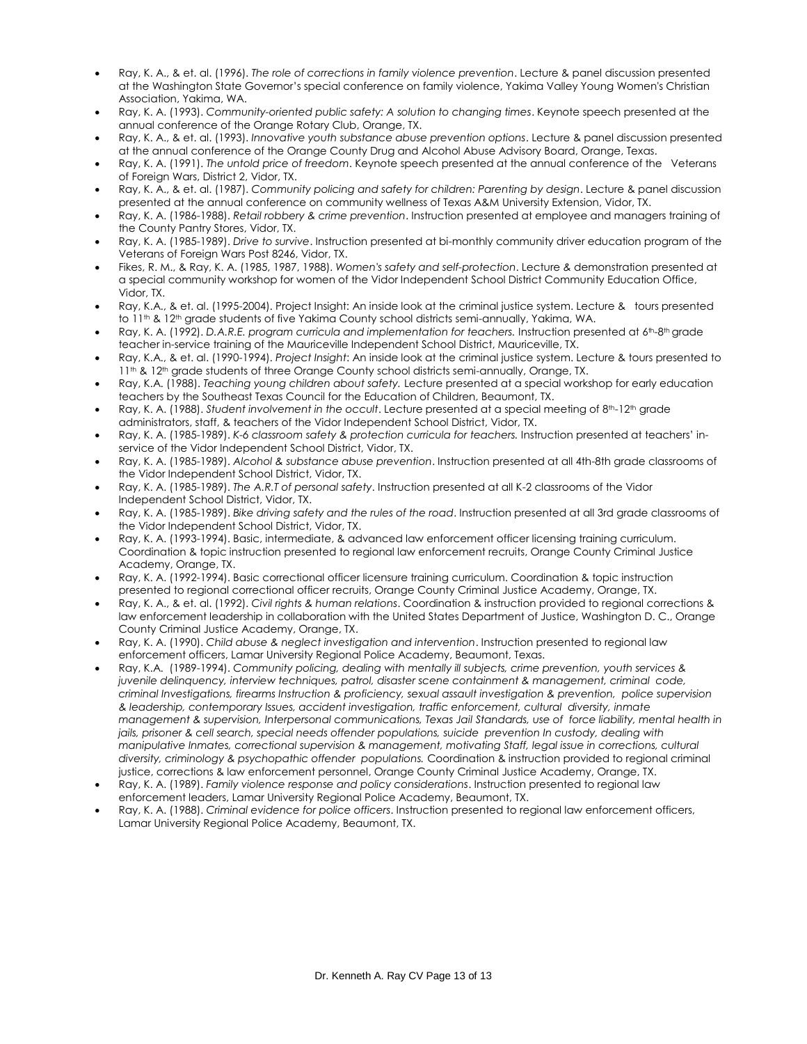- Ray, K. A., & et. al. (1996). *The role of corrections in family violence prevention*. Lecture & panel discussion presented at the Washington State Governor's special conference on family violence, Yakima Valley Young Women's Christian Association, Yakima, WA.
- Ray, K. A. (1993). *Community-oriented public safety: A solution to changing times*. Keynote speech presented at the annual conference of the Orange Rotary Club, Orange, TX.
- Ray, K. A., & et. al. (1993). *Innovative youth substance abuse prevention options*. Lecture & panel discussion presented at the annual conference of the Orange County Drug and Alcohol Abuse Advisory Board, Orange, Texas.
- Ray, K. A. (1991). *The untold price of freedom*. Keynote speech presented at the annual conference of the Veterans of Foreign Wars, District 2, Vidor, TX.
- Ray, K. A., & et. al. (1987). *Community policing and safety for children: Parenting by design*. Lecture & panel discussion presented at the annual conference on community wellness of Texas A&M University Extension, Vidor, TX.
- Ray, K. A. (1986-1988). *Retail robbery & crime prevention*. Instruction presented at employee and managers training of the County Pantry Stores, Vidor, TX.
- Ray, K. A. (1985-1989). *Drive to survive*. Instruction presented at bi-monthly community driver education program of the Veterans of Foreign Wars Post 8246, Vidor, TX.
- Fikes, R. M., & Ray, K. A. (1985, 1987, 1988). *Women's safety and self-protection*. Lecture & demonstration presented at a special community workshop for women of the Vidor Independent School District Community Education Office, Vidor, TX.
- Ray, K.A., & et. al. (1995-2004). Project Insight: An inside look at the criminal justice system. Lecture & tours presented to 11th & 12th grade students of five Yakima County school districts semi-annually, Yakima, WA.
- Ray, K. A. (1992). *D.A.R.E. program curricula and implementation for teachers.* Instruction presented at 6th-8th grade teacher in-service training of the Mauriceville Independent School District, Mauriceville, TX.
- Ray, K.A., & et. al. (1990-1994). *Project Insight*: An inside look at the criminal justice system. Lecture & tours presented to 11th & 12th grade students of three Orange County school districts semi-annually, Orange, TX.
- Ray, K.A. (1988). *Teaching young children about safety.* Lecture presented at a special workshop for early education teachers by the Southeast Texas Council for the Education of Children, Beaumont, TX.
- Ray, K. A. (1988). *Student involvement in the occult*. Lecture presented at a special meeting of 8th-12th grade administrators, staff, & teachers of the Vidor Independent School District, Vidor, TX.
- Ray, K. A. (1985-1989). *K-6 classroom safety & protection curricula for teachers.* Instruction presented at teachers' in-service of the Vidor Independent School District, Vidor, TX.
- Ray, K. A. (1985-1989). *Alcohol & substance abuse prevention*. Instruction presented at all 4th-8th grade classrooms of the Vidor Independent School District, Vidor, TX.
- Ray, K. A. (1985-1989). *The A.R.T of personal safety*. Instruction presented at all K-2 classrooms of the Vidor Independent School District, Vidor, TX.
- Ray, K. A. (1985-1989). *Bike driving safety and the rules of the road*. Instruction presented at all 3rd grade classrooms of the Vidor Independent School District, Vidor, TX.
- Ray, K. A. (1993-1994). Basic, intermediate, & advanced law enforcement officer licensing training curriculum. Coordination & topic instruction presented to regional law enforcement recruits, Orange County Criminal Justice Academy, Orange, TX.
- Ray, K. A. (1992-1994). Basic correctional officer licensure training curriculum. Coordination & topic instruction presented to regional correctional officer recruits, Orange County Criminal Justice Academy, Orange, TX.
- Ray, K. A., & et. al. (1992). *Civil rights & human relations*. Coordination & instruction provided to regional corrections & law enforcement leadership in collaboration with the United States Department of Justice, Washington D. C., Orange County Criminal Justice Academy, Orange, TX.
- Ray, K. A. (1990). *Child abuse & neglect investigation and intervention*. Instruction presented to regional law enforcement officers, Lamar University Regional Police Academy, Beaumont, Texas.
- Ray, K.A. (1989-1994). *Community policing, dealing with mentally ill subjects, crime prevention, youth services & juvenile delinquency, interview techniques, patrol, disaster scene containment & management, criminal code, criminal Investigations, firearms Instruction & proficiency, sexual assault investigation & prevention, police supervision & leadership, contemporary Issues, accident investigation, traffic enforcement, cultural diversity, inmate management & supervision, Interpersonal communications, Texas Jail Standards, use of force liability, mental health in jails, prisoner & cell search, special needs offender populations, suicide prevention In custody, dealing with manipulative Inmates, correctional supervision & management, motivating Staff, legal issue in corrections, cultural diversity, criminology & psychopathic offender populations.* Coordination & instruction provided to regional criminal justice, corrections & law enforcement personnel, Orange County Criminal Justice Academy, Orange, TX.
- Ray, K. A. (1989). *Family violence response and policy considerations*. Instruction presented to regional law enforcement leaders, Lamar University Regional Police Academy, Beaumont, TX.
- Ray, K. A. (1988). *Criminal evidence for police officers*. Instruction presented to regional law enforcement officers, Lamar University Regional Police Academy, Beaumont, TX.